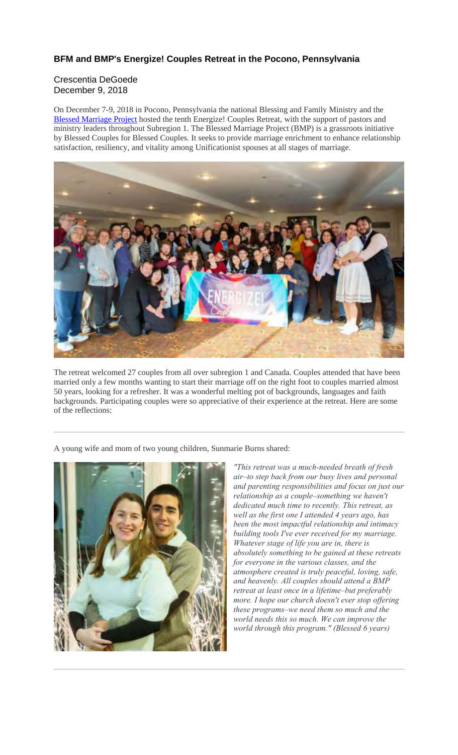### BFM and BMP's Energize! Couples Retreat in the Pocono, Pennsylvania

Crescentia DeGoede
December 9, 2018

On December 7-9, 2018 in Pocono, Pennsylvania the national Blessing and Family Ministry and the Blessed Marriage Project hosted the tenth Energize! Couples Retreat, with the support of pastors and ministry leaders throughout Subregion 1. The Blessed Marriage Project (BMP) is a grassroots initiative by Blessed Couples for Blessed Couples. It seeks to provide marriage enrichment to enhance relationship satisfaction, resiliency, and vitality among Unificationist spouses at all stages of marriage.

The retreat welcomed 27 couples from all over subregion 1 and Canada. Couples attended that have been married only a few months wanting to start their marriage off on the right foot to couples married almost 50 years, looking for a refresher. It was a wonderful melting pot of backgrounds, languages and faith backgrounds. Participating couples were so appreciative of their experience at the retreat. Here are some of the reflections:

---

A young wife and mom of two young children, Sunmarie Burns shared:

*"This retreat was a much-needed breath of fresh air–to step back from our busy lives and personal and parenting responsibilities and focus on just our relationship as a couple–something we haven't dedicated much time to recently. This retreat, as well as the first one I attended 4 years ago, has been the most impactful relationship and intimacy building tools I've ever received for my marriage. Whatever stage of life you are in, there is absolutely something to be gained at these retreats for everyone in the various classes, and the atmosphere created is truly peaceful, loving, safe, and heavenly. All couples should attend a BMP retreat at least once in a lifetime–but preferably more. I hope our church doesn't ever stop offering these programs–we need them so much and the world needs this so much. We can improve the world through this program." (Blessed 6 years)*

---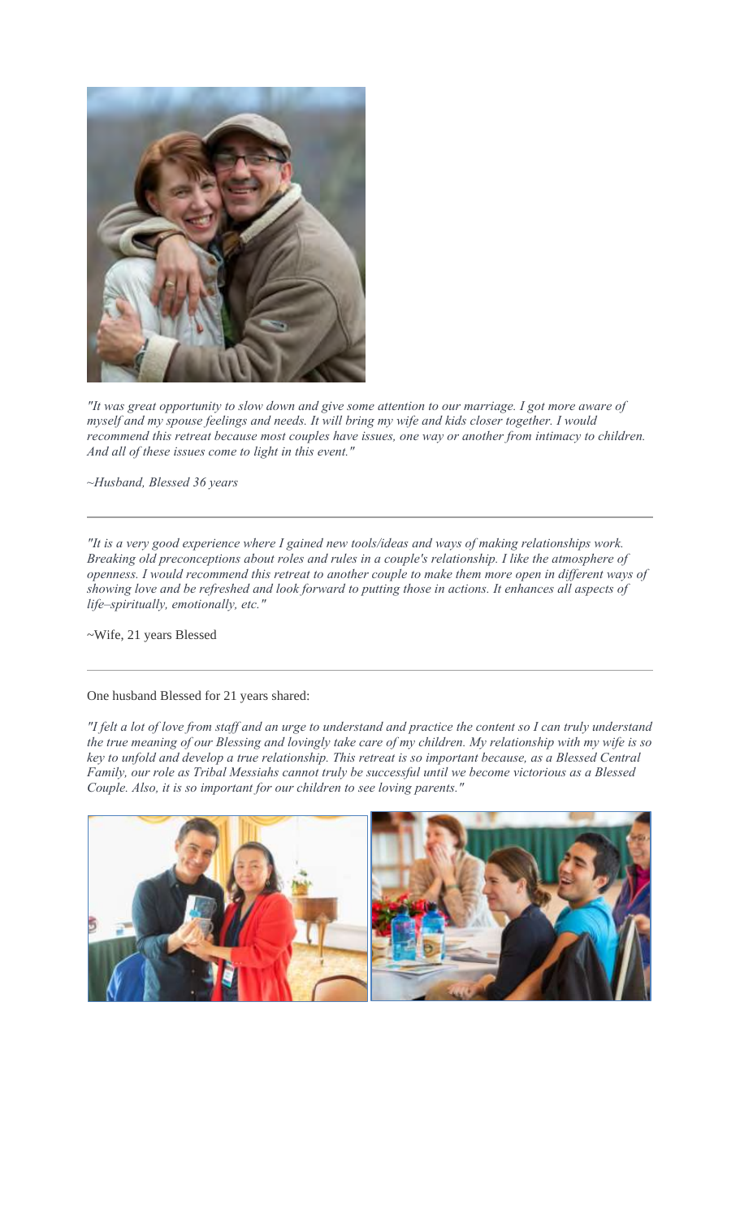*"It was great opportunity to slow down and give some attention to our marriage. I got more aware of myself and my spouse feelings and needs. It will bring my wife and kids closer together. I would recommend this retreat because most couples have issues, one way or another from intimacy to children. And all of these issues come to light in this event."*

*~Husband, Blessed 36 years*

---

*"It is a very good experience where I gained new tools/ideas and ways of making relationships work. Breaking old preconceptions about roles and rules in a couple's relationship. I like the atmosphere of openness. I would recommend this retreat to another couple to make them more open in different ways of showing love and be refreshed and look forward to putting those in actions. It enhances all aspects of life–spiritually, emotionally, etc."*

~Wife, 21 years Blessed

---

One husband Blessed for 21 years shared:

*"I felt a lot of love from staff and an urge to understand and practice the content so I can truly understand the true meaning of our Blessing and lovingly take care of my children. My relationship with my wife is so key to unfold and develop a true relationship. This retreat is so important because, as a Blessed Central Family, our role as Tribal Messiahs cannot truly be successful until we become victorious as a Blessed Couple. Also, it is so important for our children to see loving parents."*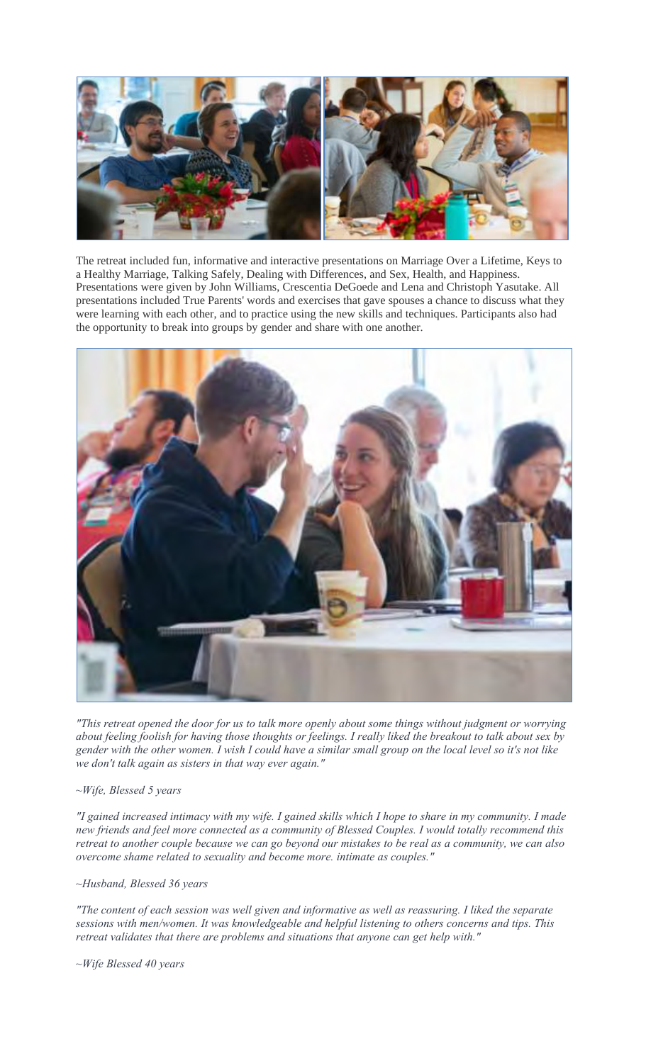The retreat included fun, informative and interactive presentations on Marriage Over a Lifetime, Keys to a Healthy Marriage, Talking Safely, Dealing with Differences, and Sex, Health, and Happiness. Presentations were given by John Williams, Crescentia DeGoede and Lena and Christoph Yasutake. All presentations included True Parents' words and exercises that gave spouses a chance to discuss what they were learning with each other, and to practice using the new skills and techniques. Participants also had the opportunity to break into groups by gender and share with one another.

*"This retreat opened the door for us to talk more openly about some things without judgment or worrying about feeling foolish for having those thoughts or feelings. I really liked the breakout to talk about sex by gender with the other women. I wish I could have a similar small group on the local level so it's not like we don't talk again as sisters in that way ever again."*

*~Wife, Blessed 5 years*

*"I gained increased intimacy with my wife. I gained skills which I hope to share in my community. I made new friends and feel more connected as a community of Blessed Couples. I would totally recommend this retreat to another couple because we can go beyond our mistakes to be real as a community, we can also overcome shame related to sexuality and become more. intimate as couples."*

*~Husband, Blessed 36 years*

*"The content of each session was well given and informative as well as reassuring. I liked the separate sessions with men/women. It was knowledgeable and helpful listening to others concerns and tips. This retreat validates that there are problems and situations that anyone can get help with."*

*~Wife Blessed 40 years*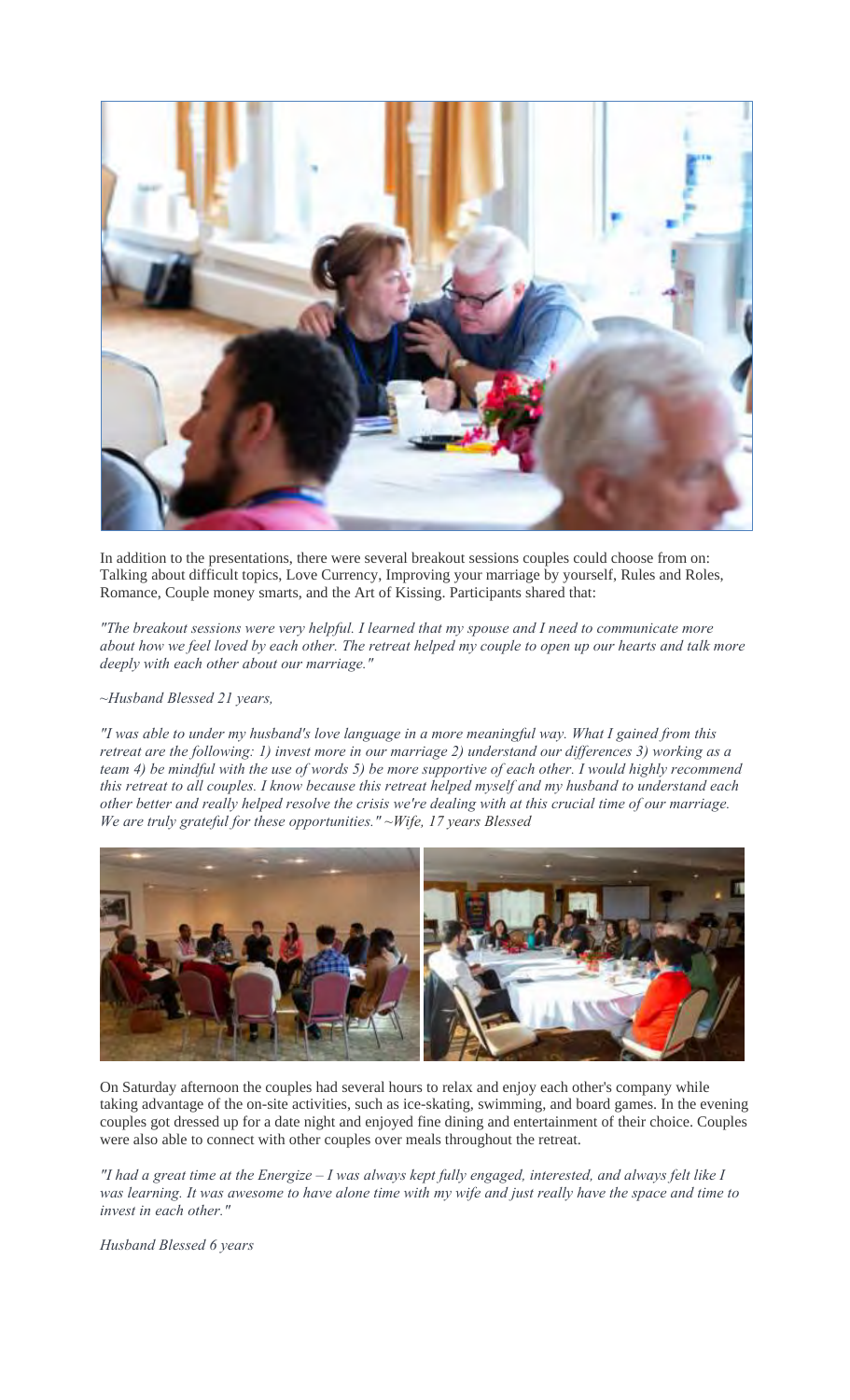In addition to the presentations, there were several breakout sessions couples could choose from on: Talking about difficult topics, Love Currency, Improving your marriage by yourself, Rules and Roles, Romance, Couple money smarts, and the Art of Kissing. Participants shared that:

*"The breakout sessions were very helpful. I learned that my spouse and I need to communicate more about how we feel loved by each other. The retreat helped my couple to open up our hearts and talk more deeply with each other about our marriage."*

*~Husband Blessed 21 years,*

*"I was able to under my husband's love language in a more meaningful way. What I gained from this retreat are the following: 1) invest more in our marriage 2) understand our differences 3) working as a team 4) be mindful with the use of words 5) be more supportive of each other. I would highly recommend this retreat to all couples. I know because this retreat helped myself and my husband to understand each other better and really helped resolve the crisis we're dealing with at this crucial time of our marriage. We are truly grateful for these opportunities." ~Wife, 17 years Blessed*

On Saturday afternoon the couples had several hours to relax and enjoy each other's company while taking advantage of the on-site activities, such as ice-skating, swimming, and board games. In the evening couples got dressed up for a date night and enjoyed fine dining and entertainment of their choice. Couples were also able to connect with other couples over meals throughout the retreat.

*"I had a great time at the Energize – I was always kept fully engaged, interested, and always felt like I was learning. It was awesome to have alone time with my wife and just really have the space and time to invest in each other."*

*Husband Blessed 6 years*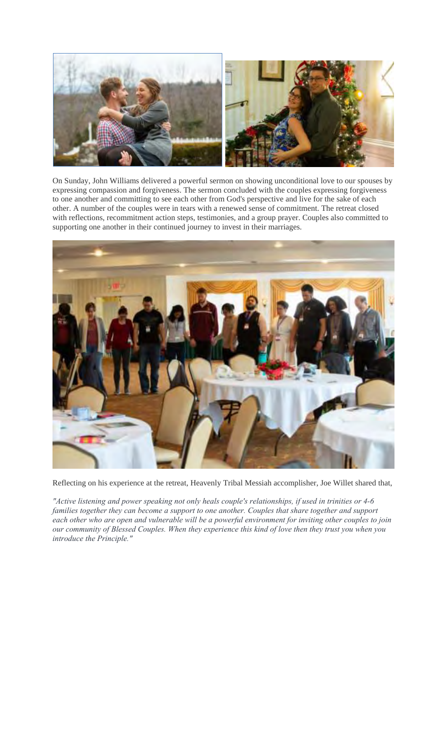On Sunday, John Williams delivered a powerful sermon on showing unconditional love to our spouses by expressing compassion and forgiveness. The sermon concluded with the couples expressing forgiveness to one another and committing to see each other from God's perspective and live for the sake of each other. A number of the couples were in tears with a renewed sense of commitment. The retreat closed with reflections, recommitment action steps, testimonies, and a group prayer. Couples also committed to supporting one another in their continued journey to invest in their marriages.

Reflecting on his experience at the retreat, Heavenly Tribal Messiah accomplisher, Joe Willet shared that,

*"Active listening and power speaking not only heals couple's relationships, if used in trinities or 4-6 families together they can become a support to one another. Couples that share together and support each other who are open and vulnerable will be a powerful environment for inviting other couples to join our community of Blessed Couples. When they experience this kind of love then they trust you when you introduce the Principle."*